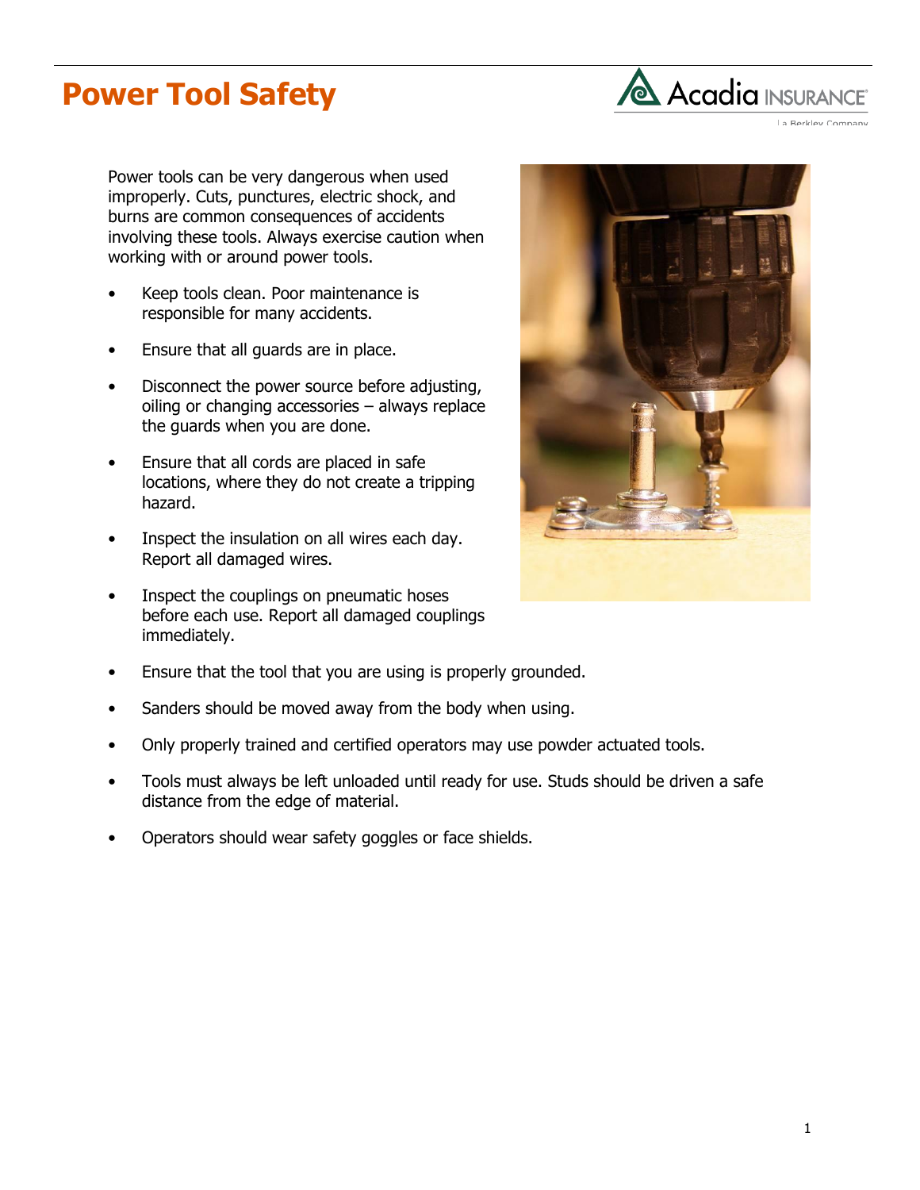# Power Tool Safety

Power tools can be very dangerous when used improperly. Cuts, punctures, electric shock, and burns are common consequences of accidents involving these tools. Always exercise caution when working with or around power tools.

- Keep tools clean. Poor maintenance is responsible for many accidents.
- Ensure that all guards are in place.
- Disconnect the power source before adjusting, oiling or changing accessories – always replace the guards when you are done.
- Ensure that all cords are placed in safe locations, where they do not create a tripping hazard.
- Inspect the insulation on all wires each day. Report all damaged wires.
- Inspect the couplings on pneumatic hoses before each use. Report all damaged couplings immediately.
- Ensure that the tool that you are using is properly grounded.
- Sanders should be moved away from the body when using.
- Only properly trained and certified operators may use powder actuated tools.
- Tools must always be left unloaded until ready for use. Studs should be driven a safe distance from the edge of material.
- Operators should wear safety goggles or face shields.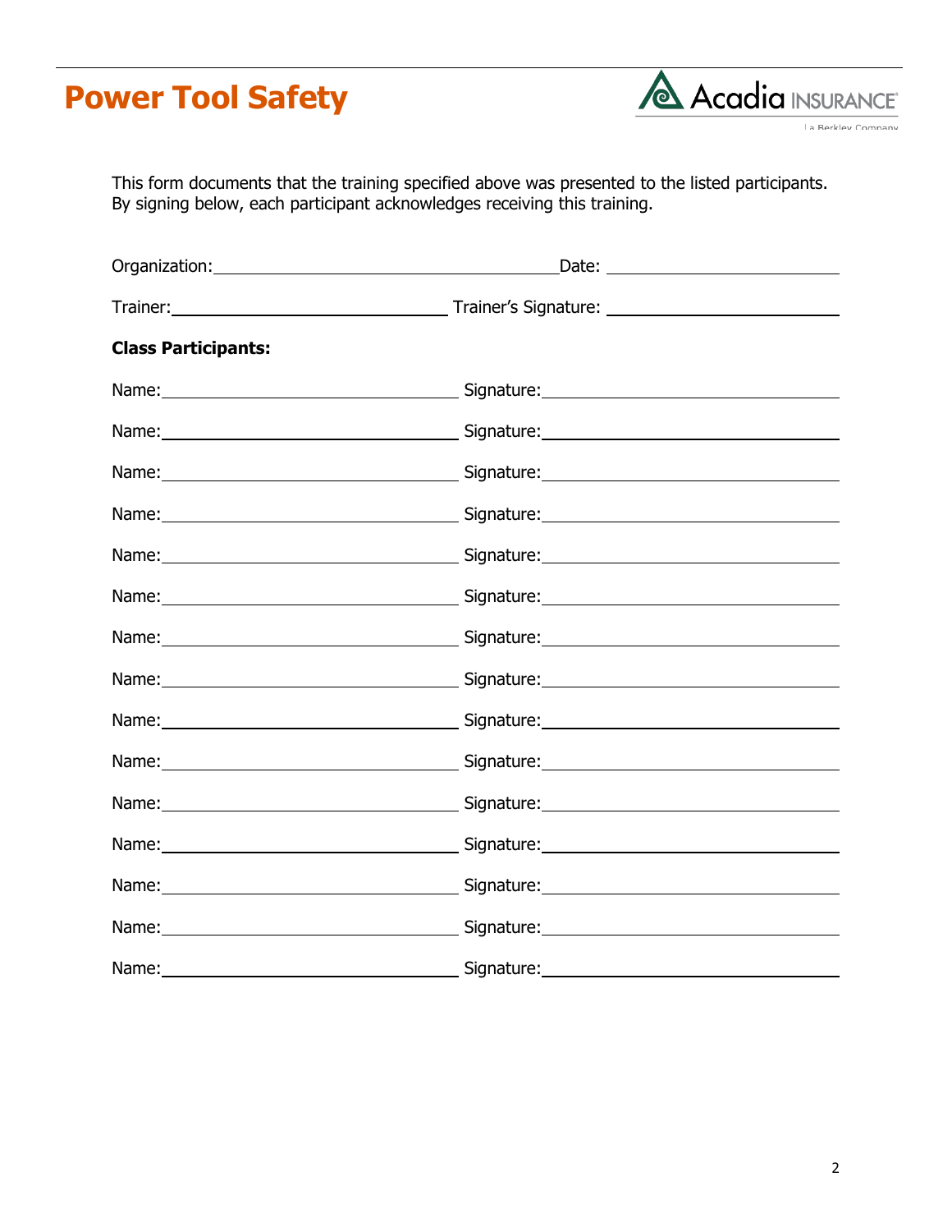# Power Tool Safety

Acadia INSURANCE
| a Berkley Company

This form documents that the training specified above was presented to the listed participants. By signing below, each participant acknowledges receiving this training.

Organization:\_\_\_\_\_\_\_\_\_\_\_\_\_\_\_\_\_\_\_\_\_\_\_\_\_\_\_\_\_\_ Date: \_\_\_\_\_\_\_\_\_\_\_\_\_\_\_\_\_\_\_\_

Trainer:\_\_\_\_\_\_\_\_\_\_\_\_\_\_\_\_\_\_\_\_\_\_\_\_\_\_ Trainer's Signature: \_\_\_\_\_\_\_\_\_\_\_\_\_\_\_\_\_\_\_\_

**Class Participants:**

Name:\_\_\_\_\_\_\_\_\_\_\_\_\_\_\_\_\_\_\_\_\_\_\_\_\_\_ Signature:\_\_\_\_\_\_\_\_\_\_\_\_\_\_\_\_\_\_\_\_\_\_\_\_\_\_

Name:\_\_\_\_\_\_\_\_\_\_\_\_\_\_\_\_\_\_\_\_\_\_\_\_\_\_ Signature:\_\_\_\_\_\_\_\_\_\_\_\_\_\_\_\_\_\_\_\_\_\_\_\_\_\_

Name:\_\_\_\_\_\_\_\_\_\_\_\_\_\_\_\_\_\_\_\_\_\_\_\_\_\_ Signature:\_\_\_\_\_\_\_\_\_\_\_\_\_\_\_\_\_\_\_\_\_\_\_\_\_\_

Name:\_\_\_\_\_\_\_\_\_\_\_\_\_\_\_\_\_\_\_\_\_\_\_\_\_\_ Signature:\_\_\_\_\_\_\_\_\_\_\_\_\_\_\_\_\_\_\_\_\_\_\_\_\_\_

Name:\_\_\_\_\_\_\_\_\_\_\_\_\_\_\_\_\_\_\_\_\_\_\_\_\_\_ Signature:\_\_\_\_\_\_\_\_\_\_\_\_\_\_\_\_\_\_\_\_\_\_\_\_\_\_

Name:\_\_\_\_\_\_\_\_\_\_\_\_\_\_\_\_\_\_\_\_\_\_\_\_\_\_ Signature:\_\_\_\_\_\_\_\_\_\_\_\_\_\_\_\_\_\_\_\_\_\_\_\_\_\_

Name:\_\_\_\_\_\_\_\_\_\_\_\_\_\_\_\_\_\_\_\_\_\_\_\_\_\_ Signature:\_\_\_\_\_\_\_\_\_\_\_\_\_\_\_\_\_\_\_\_\_\_\_\_\_\_

Name:\_\_\_\_\_\_\_\_\_\_\_\_\_\_\_\_\_\_\_\_\_\_\_\_\_\_ Signature:\_\_\_\_\_\_\_\_\_\_\_\_\_\_\_\_\_\_\_\_\_\_\_\_\_\_

Name:\_\_\_\_\_\_\_\_\_\_\_\_\_\_\_\_\_\_\_\_\_\_\_\_\_\_ Signature:\_\_\_\_\_\_\_\_\_\_\_\_\_\_\_\_\_\_\_\_\_\_\_\_\_\_

Name:\_\_\_\_\_\_\_\_\_\_\_\_\_\_\_\_\_\_\_\_\_\_\_\_\_\_ Signature:\_\_\_\_\_\_\_\_\_\_\_\_\_\_\_\_\_\_\_\_\_\_\_\_\_\_

Name:\_\_\_\_\_\_\_\_\_\_\_\_\_\_\_\_\_\_\_\_\_\_\_\_\_\_ Signature:\_\_\_\_\_\_\_\_\_\_\_\_\_\_\_\_\_\_\_\_\_\_\_\_\_\_

Name:\_\_\_\_\_\_\_\_\_\_\_\_\_\_\_\_\_\_\_\_\_\_\_\_\_\_ Signature:\_\_\_\_\_\_\_\_\_\_\_\_\_\_\_\_\_\_\_\_\_\_\_\_\_\_

Name:\_\_\_\_\_\_\_\_\_\_\_\_\_\_\_\_\_\_\_\_\_\_\_\_\_\_ Signature:\_\_\_\_\_\_\_\_\_\_\_\_\_\_\_\_\_\_\_\_\_\_\_\_\_\_

Name:\_\_\_\_\_\_\_\_\_\_\_\_\_\_\_\_\_\_\_\_\_\_\_\_\_\_ Signature:\_\_\_\_\_\_\_\_\_\_\_\_\_\_\_\_\_\_\_\_\_\_\_\_\_\_

Name:\_\_\_\_\_\_\_\_\_\_\_\_\_\_\_\_\_\_\_\_\_\_\_\_\_\_ Signature:\_\_\_\_\_\_\_\_\_\_\_\_\_\_\_\_\_\_\_\_\_\_\_\_\_\_